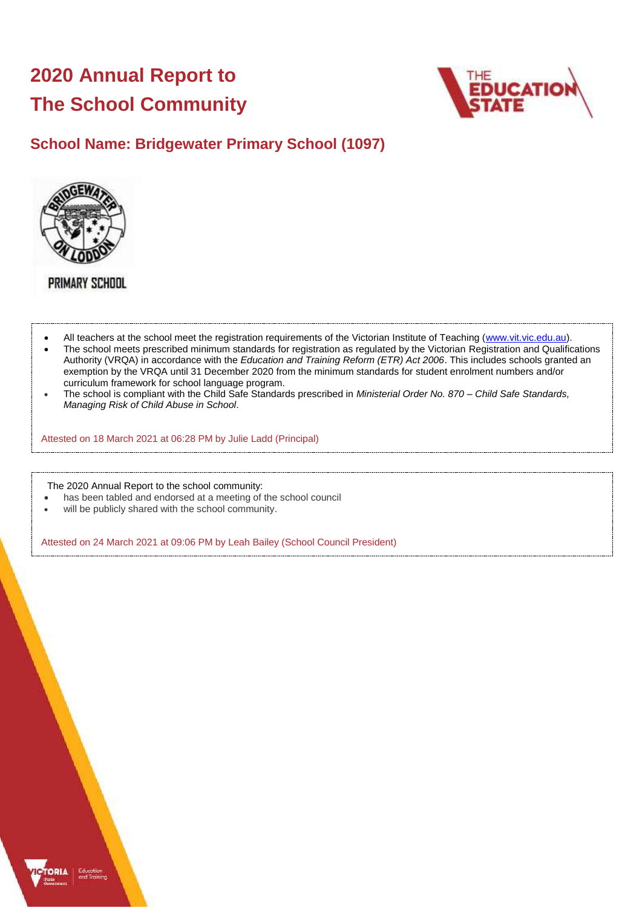# 2020 Annual Report to The School Community

## School Name: Bridgewater Primary School (1097)

- All teachers at the school meet the registration requirements of the Victorian Institute of Teaching (www.vit.vic.edu.au).
- The school meets prescribed minimum standards for registration as regulated by the Victorian Registration and Qualifications Authority (VRQA) in accordance with the *Education and Training Reform (ETR) Act 2006*. This includes schools granted an exemption by the VRQA until 31 December 2020 from the minimum standards for student enrolment numbers and/or curriculum framework for school language program.
- The school is compliant with the Child Safe Standards prescribed in *Ministerial Order No. 870 – Child Safe Standards, Managing Risk of Child Abuse in School*.

Attested on 18 March 2021 at 06:28 PM by Julie Ladd (Principal)

The 2020 Annual Report to the school community:

- has been tabled and endorsed at a meeting of the school council
- will be publicly shared with the school community.

Attested on 24 March 2021 at 09:06 PM by Leah Bailey (School Council President)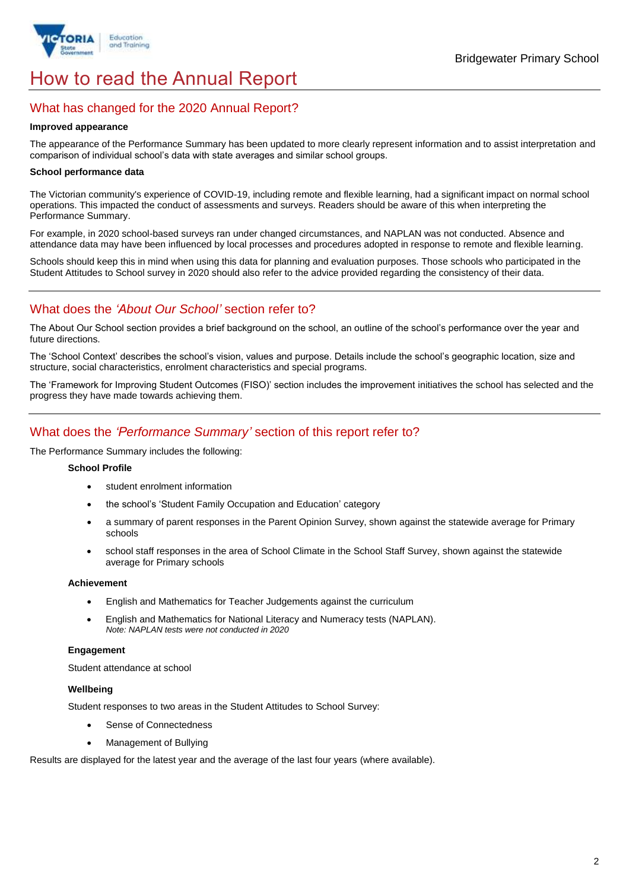# How to read the Annual Report

## What has changed for the 2020 Annual Report?

**Improved appearance**

The appearance of the Performance Summary has been updated to more clearly represent information and to assist interpretation and comparison of individual school's data with state averages and similar school groups.

**School performance data**

The Victorian community's experience of COVID-19, including remote and flexible learning, had a significant impact on normal school operations. This impacted the conduct of assessments and surveys. Readers should be aware of this when interpreting the Performance Summary.

For example, in 2020 school-based surveys ran under changed circumstances, and NAPLAN was not conducted. Absence and attendance data may have been influenced by local processes and procedures adopted in response to remote and flexible learning.

Schools should keep this in mind when using this data for planning and evaluation purposes. Those schools who participated in the Student Attitudes to School survey in 2020 should also refer to the advice provided regarding the consistency of their data.

## What does the *'About Our School'* section refer to?

The About Our School section provides a brief background on the school, an outline of the school's performance over the year and future directions.

The 'School Context' describes the school's vision, values and purpose. Details include the school's geographic location, size and structure, social characteristics, enrolment characteristics and special programs.

The 'Framework for Improving Student Outcomes (FISO)' section includes the improvement initiatives the school has selected and the progress they have made towards achieving them.

## What does the *'Performance Summary'* section of this report refer to?

The Performance Summary includes the following:

**School Profile**

- student enrolment information
- the school's 'Student Family Occupation and Education' category
- a summary of parent responses in the Parent Opinion Survey, shown against the statewide average for Primary schools
- school staff responses in the area of School Climate in the School Staff Survey, shown against the statewide average for Primary schools

**Achievement**

- English and Mathematics for Teacher Judgements against the curriculum
- English and Mathematics for National Literacy and Numeracy tests (NAPLAN).
  *Note: NAPLAN tests were not conducted in 2020*

**Engagement**

Student attendance at school

**Wellbeing**

Student responses to two areas in the Student Attitudes to School Survey:

- Sense of Connectedness
- Management of Bullying

Results are displayed for the latest year and the average of the last four years (where available).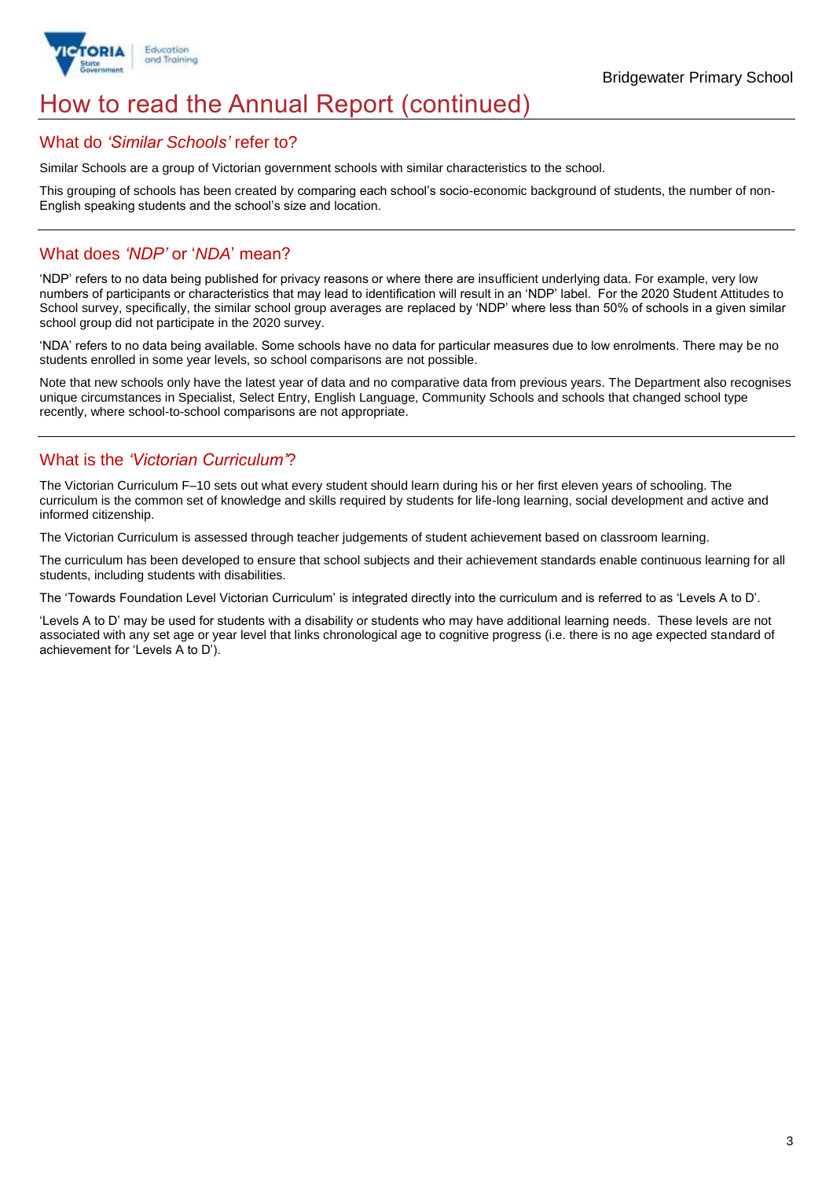# How to read the Annual Report (continued)

## What do *'Similar Schools'* refer to?

Similar Schools are a group of Victorian government schools with similar characteristics to the school.

This grouping of schools has been created by comparing each school's socio-economic background of students, the number of non-English speaking students and the school's size and location.

## What does *'NDP'* or '*NDA*' mean?

'NDP' refers to no data being published for privacy reasons or where there are insufficient underlying data. For example, very low numbers of participants or characteristics that may lead to identification will result in an 'NDP' label. For the 2020 Student Attitudes to School survey, specifically, the similar school group averages are replaced by 'NDP' where less than 50% of schools in a given similar school group did not participate in the 2020 survey.

'NDA' refers to no data being available. Some schools have no data for particular measures due to low enrolments. There may be no students enrolled in some year levels, so school comparisons are not possible.

Note that new schools only have the latest year of data and no comparative data from previous years. The Department also recognises unique circumstances in Specialist, Select Entry, English Language, Community Schools and schools that changed school type recently, where school-to-school comparisons are not appropriate.

## What is the *'Victorian Curriculum'*?

The Victorian Curriculum F–10 sets out what every student should learn during his or her first eleven years of schooling. The curriculum is the common set of knowledge and skills required by students for life-long learning, social development and active and informed citizenship.

The Victorian Curriculum is assessed through teacher judgements of student achievement based on classroom learning.

The curriculum has been developed to ensure that school subjects and their achievement standards enable continuous learning for all students, including students with disabilities.

The 'Towards Foundation Level Victorian Curriculum' is integrated directly into the curriculum and is referred to as 'Levels A to D'.

'Levels A to D' may be used for students with a disability or students who may have additional learning needs. These levels are not associated with any set age or year level that links chronological age to cognitive progress (i.e. there is no age expected standard of achievement for 'Levels A to D').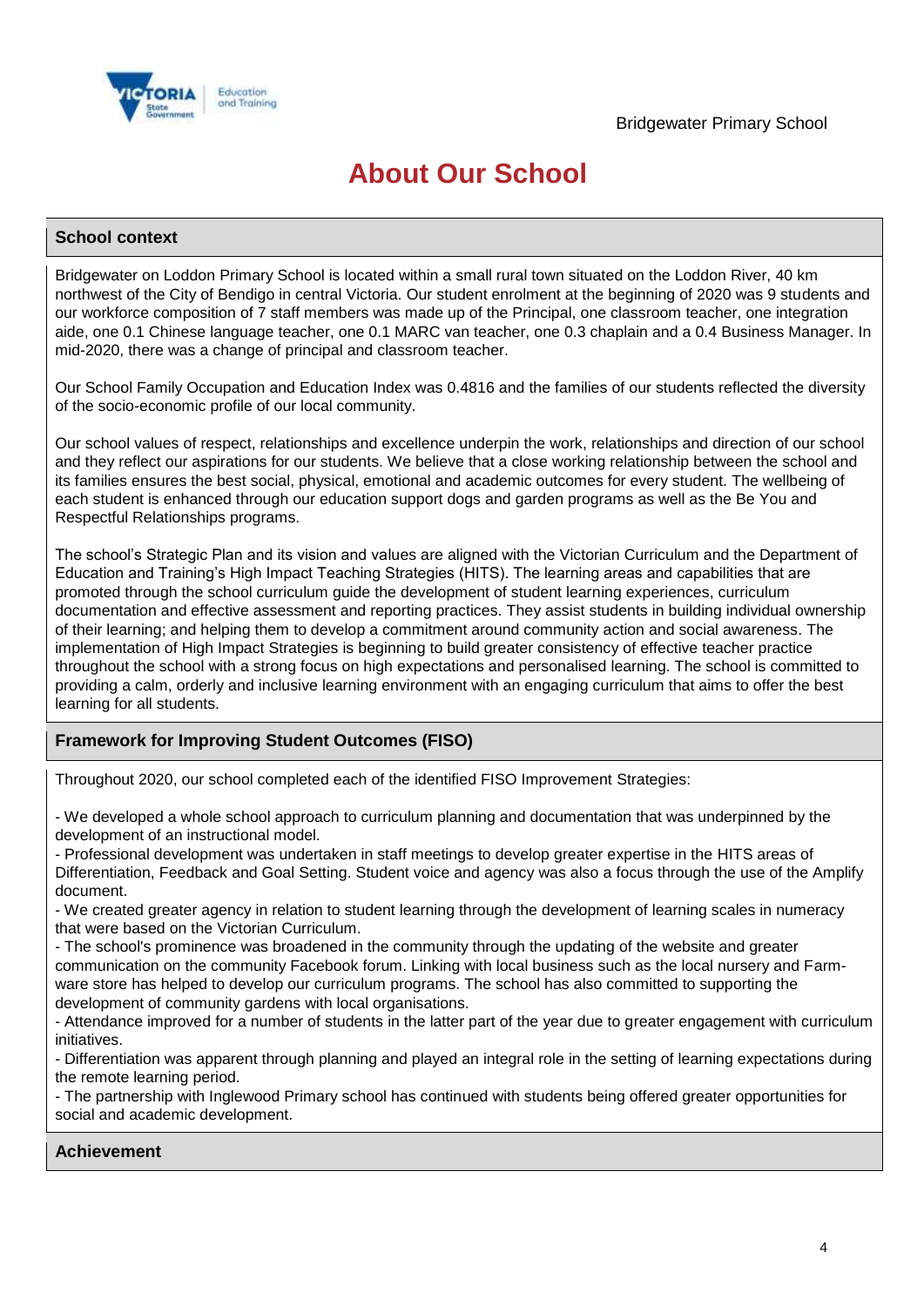# About Our School

## School context

Bridgewater on Loddon Primary School is located within a small rural town situated on the Loddon River, 40 km northwest of the City of Bendigo in central Victoria. Our student enrolment at the beginning of 2020 was 9 students and our workforce composition of 7 staff members was made up of the Principal, one classroom teacher, one integration aide, one 0.1 Chinese language teacher, one 0.1 MARC van teacher, one 0.3 chaplain and a 0.4 Business Manager. In mid-2020, there was a change of principal and classroom teacher.

Our School Family Occupation and Education Index was 0.4816 and the families of our students reflected the diversity of the socio-economic profile of our local community.

Our school values of respect, relationships and excellence underpin the work, relationships and direction of our school and they reflect our aspirations for our students. We believe that a close working relationship between the school and its families ensures the best social, physical, emotional and academic outcomes for every student. The wellbeing of each student is enhanced through our education support dogs and garden programs as well as the Be You and Respectful Relationships programs.

The school's Strategic Plan and its vision and values are aligned with the Victorian Curriculum and the Department of Education and Training's High Impact Teaching Strategies (HITS). The learning areas and capabilities that are promoted through the school curriculum guide the development of student learning experiences, curriculum documentation and effective assessment and reporting practices. They assist students in building individual ownership of their learning; and helping them to develop a commitment around community action and social awareness. The implementation of High Impact Strategies is beginning to build greater consistency of effective teacher practice throughout the school with a strong focus on high expectations and personalised learning. The school is committed to providing a calm, orderly and inclusive learning environment with an engaging curriculum that aims to offer the best learning for all students.

## Framework for Improving Student Outcomes (FISO)

Throughout 2020, our school completed each of the identified FISO Improvement Strategies:

- We developed a whole school approach to curriculum planning and documentation that was underpinned by the development of an instructional model.
- Professional development was undertaken in staff meetings to develop greater expertise in the HITS areas of Differentiation, Feedback and Goal Setting. Student voice and agency was also a focus through the use of the Amplify document.
- We created greater agency in relation to student learning through the development of learning scales in numeracy that were based on the Victorian Curriculum.
- The school's prominence was broadened in the community through the updating of the website and greater communication on the community Facebook forum. Linking with local business such as the local nursery and Farm-ware store has helped to develop our curriculum programs. The school has also committed to supporting the development of community gardens with local organisations.
- Attendance improved for a number of students in the latter part of the year due to greater engagement with curriculum initiatives.
- Differentiation was apparent through planning and played an integral role in the setting of learning expectations during the remote learning period.
- The partnership with Inglewood Primary school has continued with students being offered greater opportunities for social and academic development.

## Achievement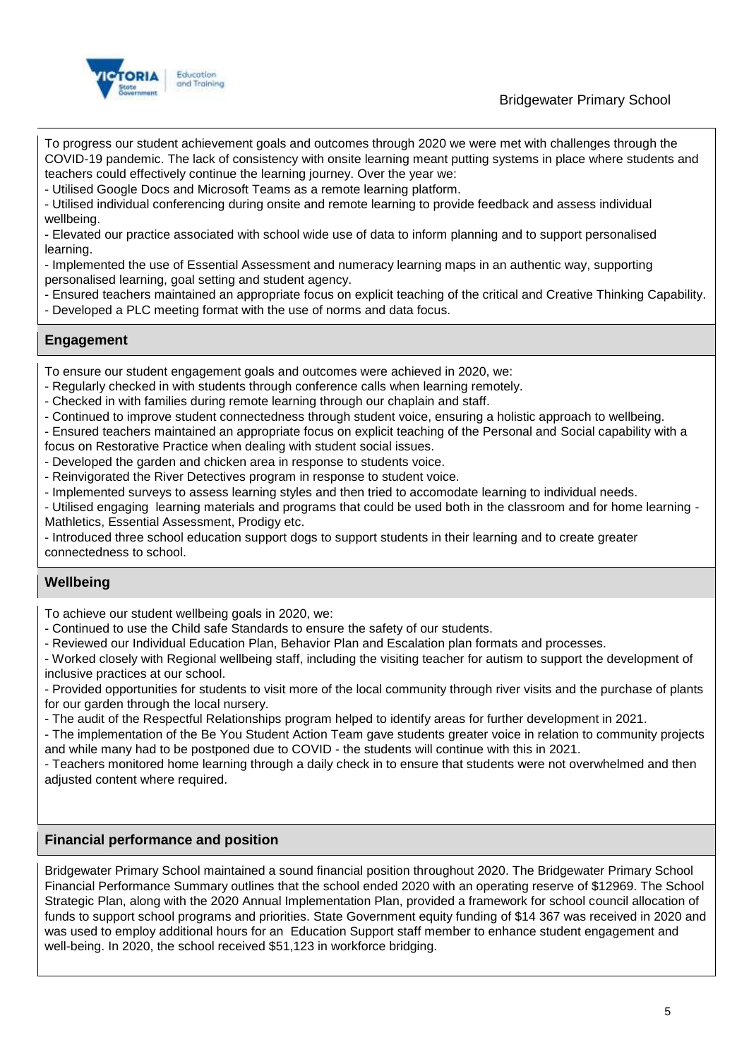To progress our student achievement goals and outcomes through 2020 we were met with challenges through the COVID-19 pandemic. The lack of consistency with onsite learning meant putting systems in place where students and teachers could effectively continue the learning journey. Over the year we:

- Utilised Google Docs and Microsoft Teams as a remote learning platform.
- Utilised individual conferencing during onsite and remote learning to provide feedback and assess individual wellbeing.
- Elevated our practice associated with school wide use of data to inform planning and to support personalised learning.
- Implemented the use of Essential Assessment and numeracy learning maps in an authentic way, supporting personalised learning, goal setting and student agency.
- Ensured teachers maintained an appropriate focus on explicit teaching of the critical and Creative Thinking Capability.
- Developed a PLC meeting format with the use of norms and data focus.

## Engagement

To ensure our student engagement goals and outcomes were achieved in 2020, we:

- Regularly checked in with students through conference calls when learning remotely.
- Checked in with families during remote learning through our chaplain and staff.
- Continued to improve student connectedness through student voice, ensuring a holistic approach to wellbeing.
- Ensured teachers maintained an appropriate focus on explicit teaching of the Personal and Social capability with a focus on Restorative Practice when dealing with student social issues.
- Developed the garden and chicken area in response to students voice.
- Reinvigorated the River Detectives program in response to student voice.
- Implemented surveys to assess learning styles and then tried to accomodate learning to individual needs.
- Utilised engaging learning materials and programs that could be used both in the classroom and for home learning - Mathletics, Essential Assessment, Prodigy etc.
- Introduced three school education support dogs to support students in their learning and to create greater connectedness to school.

## Wellbeing

To achieve our student wellbeing goals in 2020, we:

- Continued to use the Child safe Standards to ensure the safety of our students.
- Reviewed our Individual Education Plan, Behavior Plan and Escalation plan formats and processes.
- Worked closely with Regional wellbeing staff, including the visiting teacher for autism to support the development of inclusive practices at our school.
- Provided opportunities for students to visit more of the local community through river visits and the purchase of plants for our garden through the local nursery.
- The audit of the Respectful Relationships program helped to identify areas for further development in 2021.
- The implementation of the Be You Student Action Team gave students greater voice in relation to community projects and while many had to be postponed due to COVID - the students will continue with this in 2021.
- Teachers monitored home learning through a daily check in to ensure that students were not overwhelmed and then adjusted content where required.

## Financial performance and position

Bridgewater Primary School maintained a sound financial position throughout 2020. The Bridgewater Primary School Financial Performance Summary outlines that the school ended 2020 with an operating reserve of $12969. The School Strategic Plan, along with the 2020 Annual Implementation Plan, provided a framework for school council allocation of funds to support school programs and priorities. State Government equity funding of $14 367 was received in 2020 and was used to employ additional hours for an Education Support staff member to enhance student engagement and well-being. In 2020, the school received $51,123 in workforce bridging.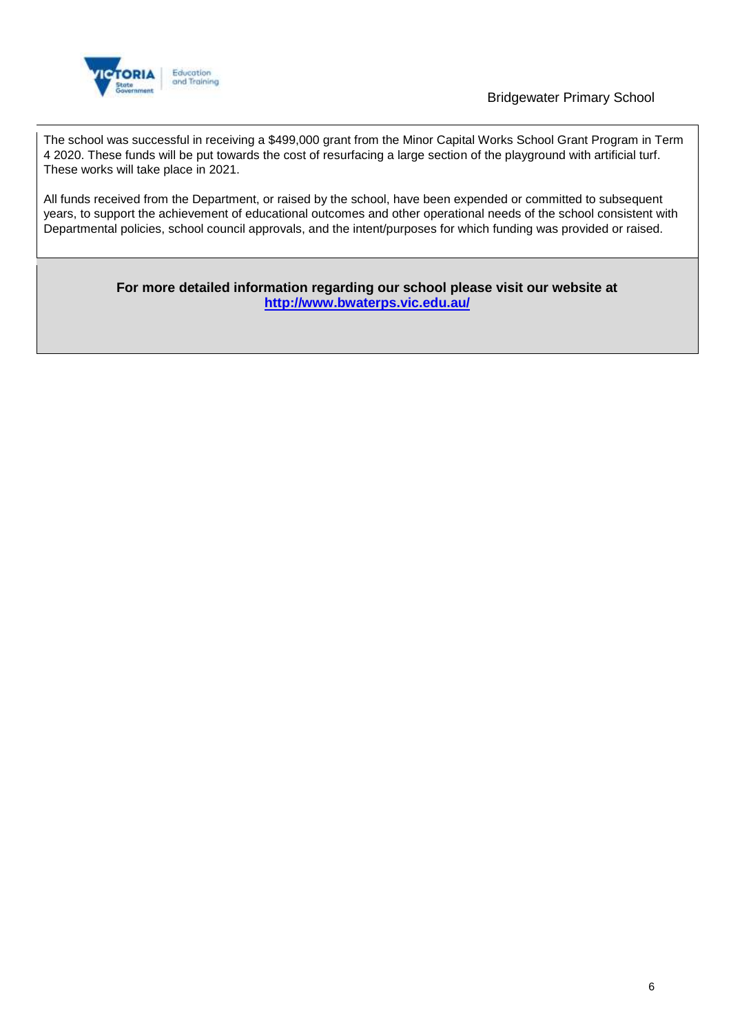The school was successful in receiving a $499,000 grant from the Minor Capital Works School Grant Program in Term 4 2020. These funds will be put towards the cost of resurfacing a large section of the playground with artificial turf. These works will take place in 2021.

All funds received from the Department, or raised by the school, have been expended or committed to subsequent years, to support the achievement of educational outcomes and other operational needs of the school consistent with Departmental policies, school council approvals, and the intent/purposes for which funding was provided or raised.

**For more detailed information regarding our school please visit our website at [http://www.bwaterps.vic.edu.au/](http://www.bwaterps.vic.edu.au/)**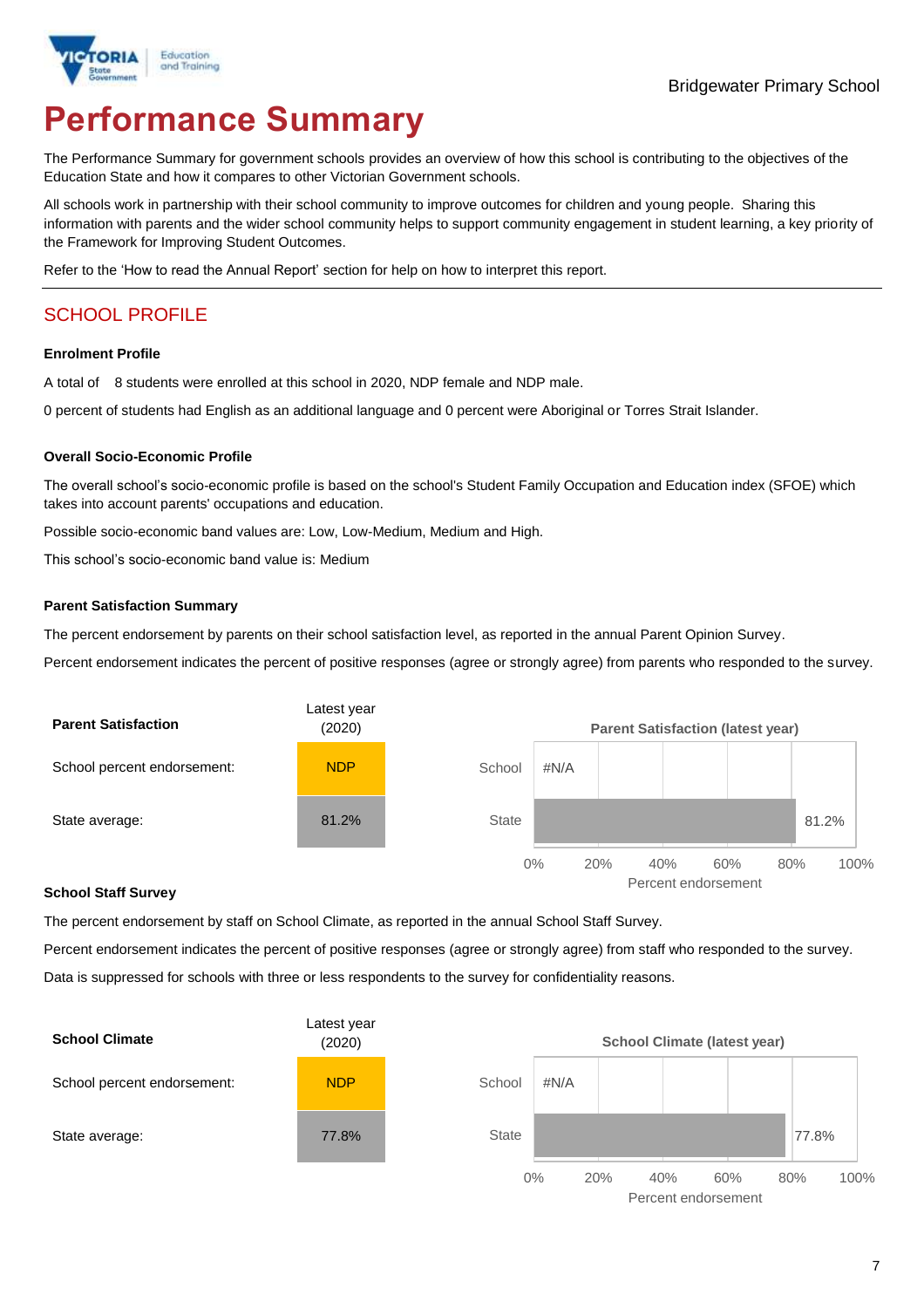Bridgewater Primary School

# Performance Summary

The Performance Summary for government schools provides an overview of how this school is contributing to the objectives of the Education State and how it compares to other Victorian Government schools.

All schools work in partnership with their school community to improve outcomes for children and young people. Sharing this information with parents and the wider school community helps to support community engagement in student learning, a key priority of the Framework for Improving Student Outcomes.

Refer to the 'How to read the Annual Report' section for help on how to interpret this report.

## SCHOOL PROFILE

### Enrolment Profile

A total of 8 students were enrolled at this school in 2020, NDP female and NDP male.

0 percent of students had English as an additional language and 0 percent were Aboriginal or Torres Strait Islander.

### Overall Socio-Economic Profile

The overall school's socio-economic profile is based on the school's Student Family Occupation and Education index (SFOE) which takes into account parents' occupations and education.

Possible socio-economic band values are: Low, Low-Medium, Medium and High.

This school's socio-economic band value is: Medium

### Parent Satisfaction Summary

The percent endorsement by parents on their school satisfaction level, as reported in the annual Parent Opinion Survey.

Percent endorsement indicates the percent of positive responses (agree or strongly agree) from parents who responded to the survey.

| Parent Satisfaction | Latest year (2020) |
|---|---|
| School percent endorsement: | NDP |
| State average: | 81.2% |

**Parent Satisfaction (latest year)**

| | Percent endorsement |
|---|---|
| School | #N/A |
| State | 81.2% |

### School Staff Survey

The percent endorsement by staff on School Climate, as reported in the annual School Staff Survey.

Percent endorsement indicates the percent of positive responses (agree or strongly agree) from staff who responded to the survey.

Data is suppressed for schools with three or less respondents to the survey for confidentiality reasons.

| School Climate | Latest year (2020) |
|---|---|
| School percent endorsement: | NDP |
| State average: | 77.8% |

**School Climate (latest year)**

| | Percent endorsement |
|---|---|
| School | #N/A |
| State | 77.8% |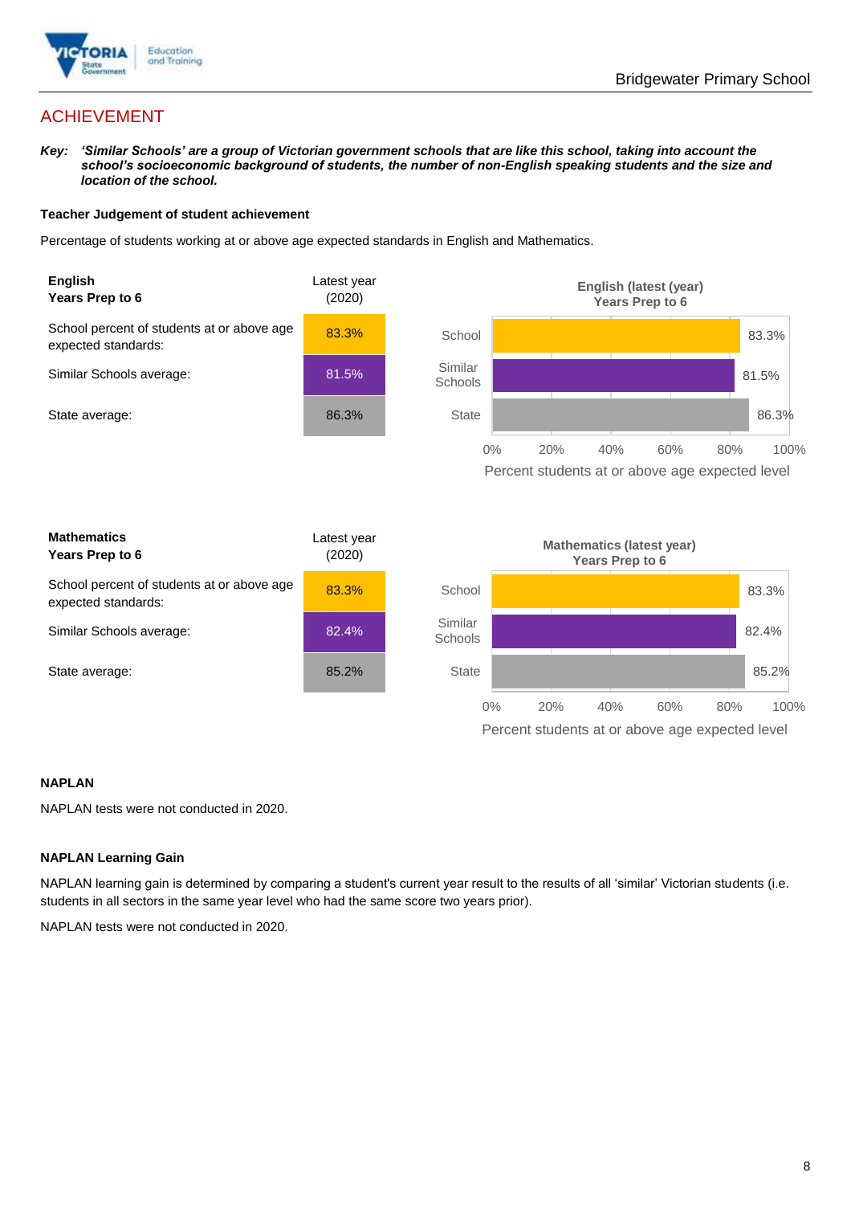## ACHIEVEMENT

***Key:*** ***'Similar Schools' are a group of Victorian government schools that are like this school, taking into account the school's socioeconomic background of students, the number of non-English speaking students and the size and location of the school.***

**Teacher Judgement of student achievement**

Percentage of students working at or above age expected standards in English and Mathematics.

| **English Years Prep to 6** | Latest year (2020) |
|---|---|
| School percent of students at or above age expected standards: | 83.3% |
| Similar Schools average: | 81.5% |
| State average: | 86.3% |

**English (latest (year) Years Prep to 6**

| | Percent students at or above age expected level |
|---|---|
| School | 83.3% |
| Similar Schools | 81.5% |
| State | 86.3% |

| **Mathematics Years Prep to 6** | Latest year (2020) |
|---|---|
| School percent of students at or above age expected standards: | 83.3% |
| Similar Schools average: | 82.4% |
| State average: | 85.2% |

**Mathematics (latest year) Years Prep to 6**

| | Percent students at or above age expected level |
|---|---|
| School | 83.3% |
| Similar Schools | 82.4% |
| State | 85.2% |

**NAPLAN**

NAPLAN tests were not conducted in 2020.

**NAPLAN Learning Gain**

NAPLAN learning gain is determined by comparing a student's current year result to the results of all 'similar' Victorian students (i.e. students in all sectors in the same year level who had the same score two years prior).

NAPLAN tests were not conducted in 2020.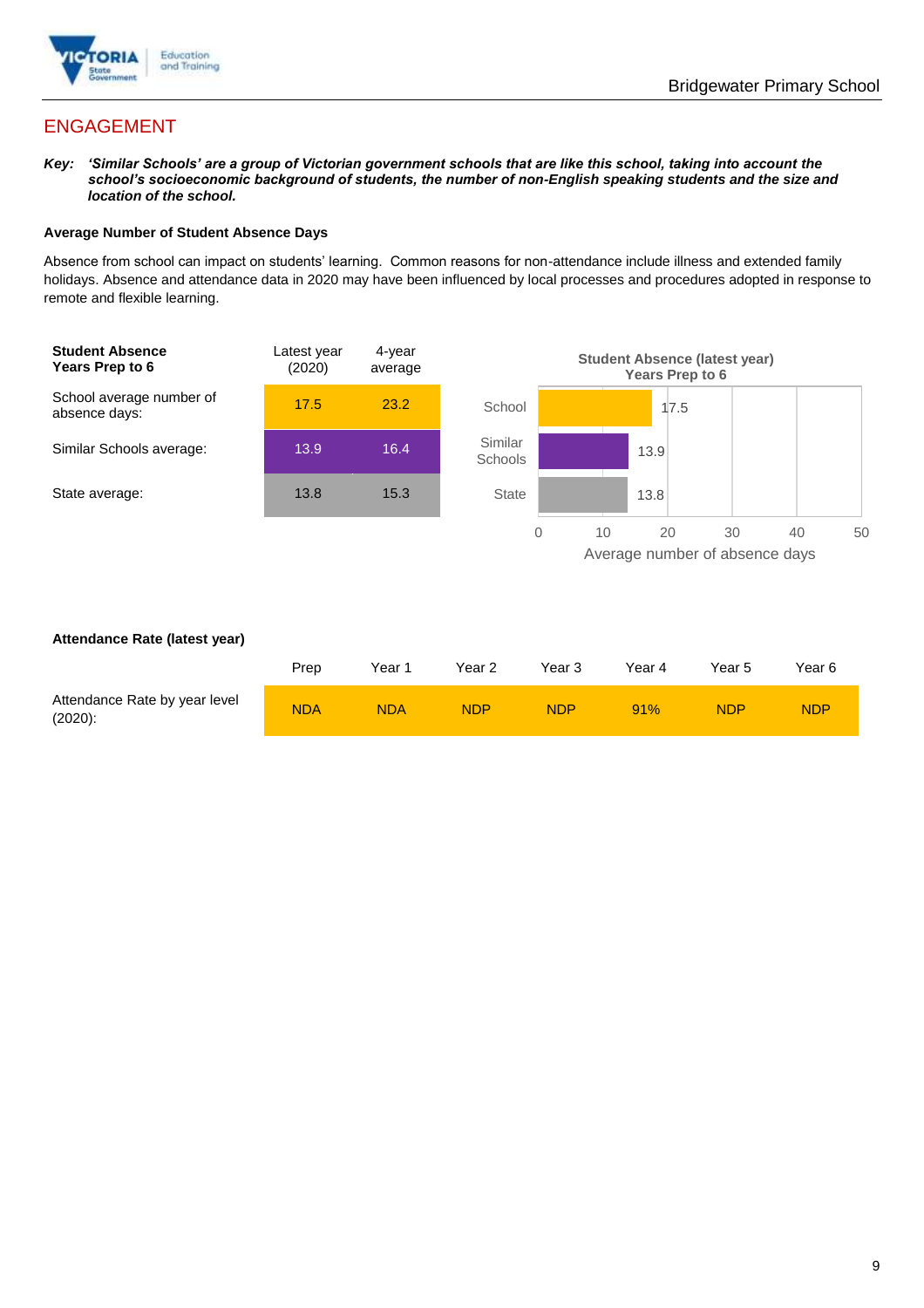## ENGAGEMENT

***Key:*** ***'Similar Schools' are a group of Victorian government schools that are like this school, taking into account the school's socioeconomic background of students, the number of non-English speaking students and the size and location of the school.***

**Average Number of Student Absence Days**

Absence from school can impact on students' learning. Common reasons for non-attendance include illness and extended family holidays. Absence and attendance data in 2020 may have been influenced by local processes and procedures adopted in response to remote and flexible learning.

| **Student Absence Years Prep to 6** | Latest year (2020) | 4-year average |
|---|---|---|
| School average number of absence days: | 17.5 | 23.2 |
| Similar Schools average: | 13.9 | 16.4 |
| State average: | 13.8 | 15.3 |

**Student Absence (latest year) Years Prep to 6**

| | Average number of absence days |
|---|---|
| School | 17.5 |
| Similar Schools | 13.9 |
| State | 13.8 |

**Attendance Rate (latest year)**

| | Prep | Year 1 | Year 2 | Year 3 | Year 4 | Year 5 | Year 6 |
|---|---|---|---|---|---|---|---|
| Attendance Rate by year level (2020): | NDA | NDA | NDP | NDP | 91% | NDP | NDP |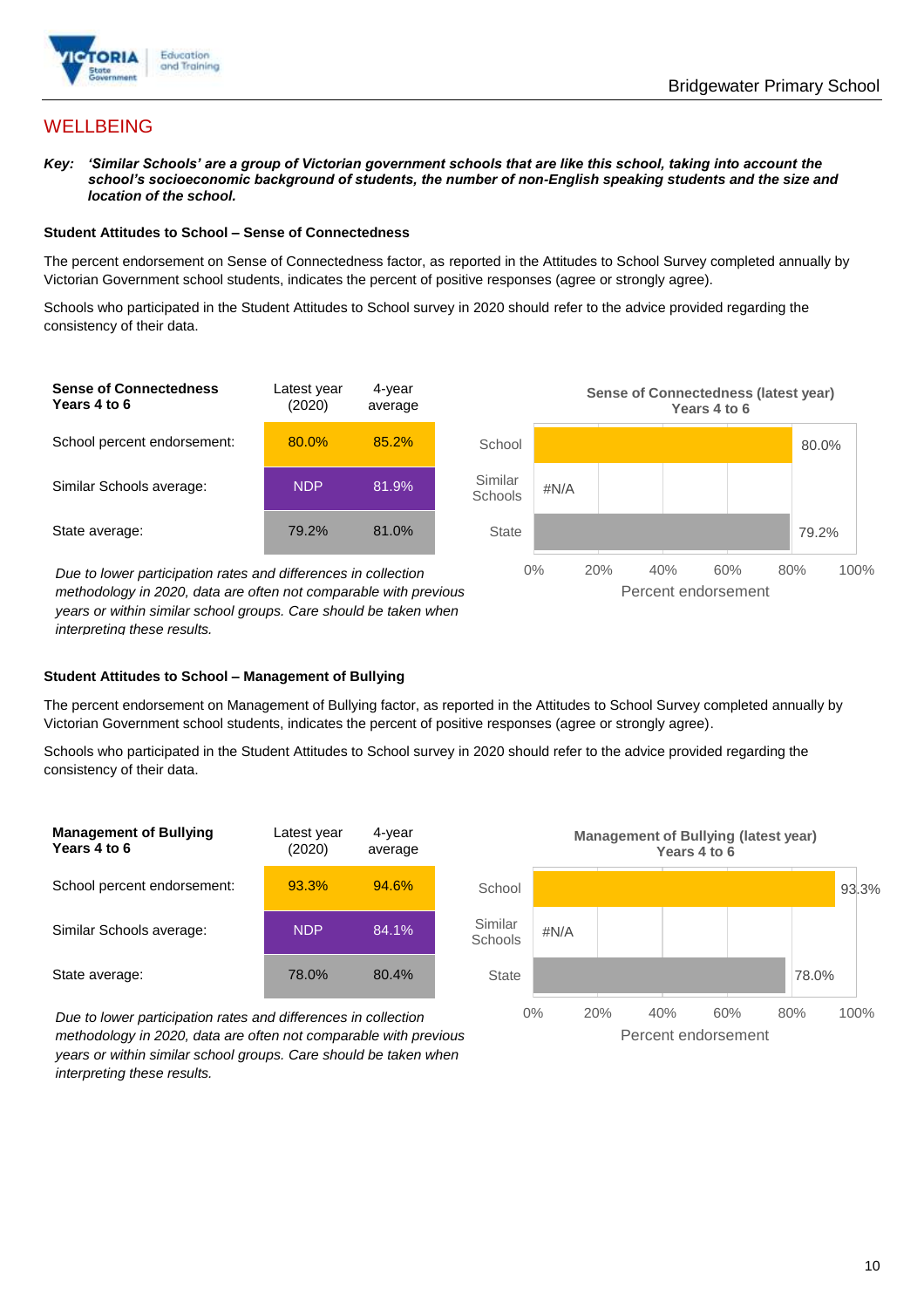## WELLBEING

***Key:** 'Similar Schools' are a group of Victorian government schools that are like this school, taking into account the school's socioeconomic background of students, the number of non-English speaking students and the size and location of the school.*

**Student Attitudes to School – Sense of Connectedness**

The percent endorsement on Sense of Connectedness factor, as reported in the Attitudes to School Survey completed annually by Victorian Government school students, indicates the percent of positive responses (agree or strongly agree).

Schools who participated in the Student Attitudes to School survey in 2020 should refer to the advice provided regarding the consistency of their data.

| Sense of Connectedness Years 4 to 6 | Latest year (2020) | 4-year average |
|---|---|---|
| School percent endorsement: | 80.0% | 85.2% |
| Similar Schools average: | NDP | 81.9% |
| State average: | 79.2% | 81.0% |

*Due to lower participation rates and differences in collection methodology in 2020, data are often not comparable with previous years or within similar school groups. Care should be taken when interpreting these results.*

**Sense of Connectedness (latest year) Years 4 to 6**

| | Percent endorsement |
|---|---|
| School | 80.0% |
| Similar Schools | #N/A |
| State | 79.2% |

**Student Attitudes to School – Management of Bullying**

The percent endorsement on Management of Bullying factor, as reported in the Attitudes to School Survey completed annually by Victorian Government school students, indicates the percent of positive responses (agree or strongly agree).

Schools who participated in the Student Attitudes to School survey in 2020 should refer to the advice provided regarding the consistency of their data.

| Management of Bullying Years 4 to 6 | Latest year (2020) | 4-year average |
|---|---|---|
| School percent endorsement: | 93.3% | 94.6% |
| Similar Schools average: | NDP | 84.1% |
| State average: | 78.0% | 80.4% |

*Due to lower participation rates and differences in collection methodology in 2020, data are often not comparable with previous years or within similar school groups. Care should be taken when interpreting these results.*

**Management of Bullying (latest year) Years 4 to 6**

| | Percent endorsement |
|---|---|
| School | 93.3% |
| Similar Schools | #N/A |
| State | 78.0% |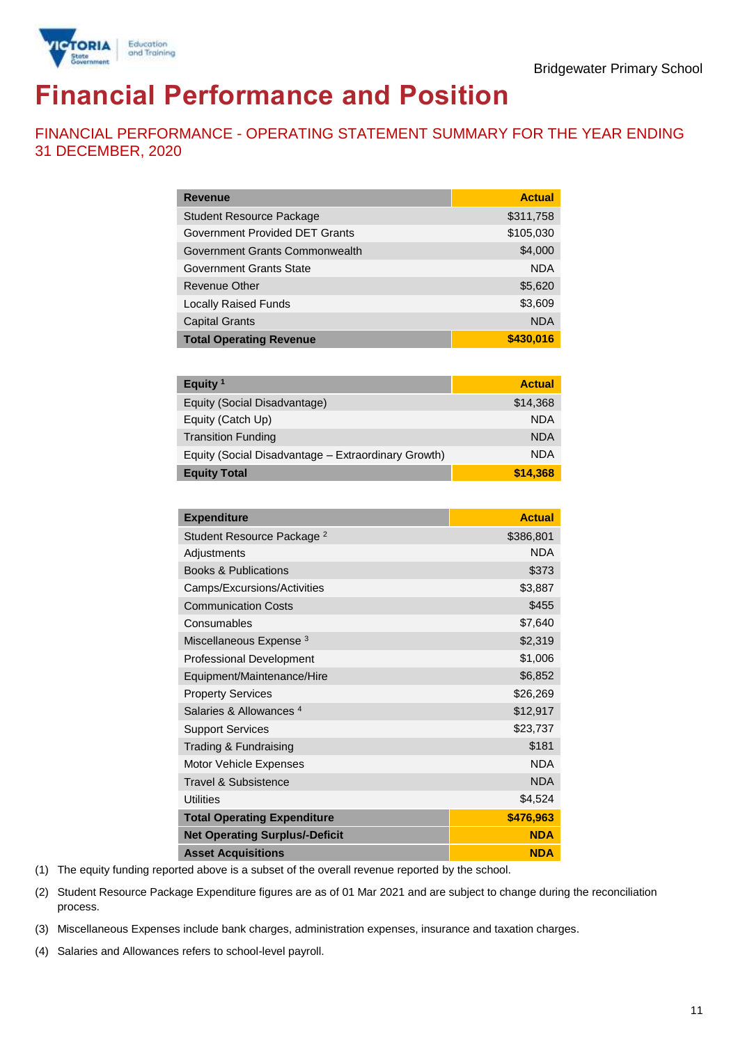Bridgewater Primary School

# Financial Performance and Position

## FINANCIAL PERFORMANCE - OPERATING STATEMENT SUMMARY FOR THE YEAR ENDING 31 DECEMBER, 2020

| Revenue | Actual |
|---|---|
| Student Resource Package | $311,758 |
| Government Provided DET Grants | $105,030 |
| Government Grants Commonwealth | $4,000 |
| Government Grants State | NDA |
| Revenue Other | $5,620 |
| Locally Raised Funds | $3,609 |
| Capital Grants | NDA |
| **Total Operating Revenue** | **$430,016** |

| Equity [1] | Actual |
|---|---|
| Equity (Social Disadvantage) | $14,368 |
| Equity (Catch Up) | NDA |
| Transition Funding | NDA |
| Equity (Social Disadvantage – Extraordinary Growth) | NDA |
| **Equity Total** | **$14,368** |

| Expenditure | Actual |
|---|---|
| Student Resource Package [2] | $386,801 |
| Adjustments | NDA |
| Books & Publications | $373 |
| Camps/Excursions/Activities | $3,887 |
| Communication Costs | $455 |
| Consumables | $7,640 |
| Miscellaneous Expense [3] | $2,319 |
| Professional Development | $1,006 |
| Equipment/Maintenance/Hire | $6,852 |
| Property Services | $26,269 |
| Salaries & Allowances [4] | $12,917 |
| Support Services | $23,737 |
| Trading & Fundraising | $181 |
| Motor Vehicle Expenses | NDA |
| Travel & Subsistence | NDA |
| Utilities | $4,524 |
| **Total Operating Expenditure** | **$476,963** |
| **Net Operating Surplus/-Deficit** | **NDA** |
| **Asset Acquisitions** | **NDA** |

(1) The equity funding reported above is a subset of the overall revenue reported by the school.

(2) Student Resource Package Expenditure figures are as of 01 Mar 2021 and are subject to change during the reconciliation process.

(3) Miscellaneous Expenses include bank charges, administration expenses, insurance and taxation charges.

(4) Salaries and Allowances refers to school-level payroll.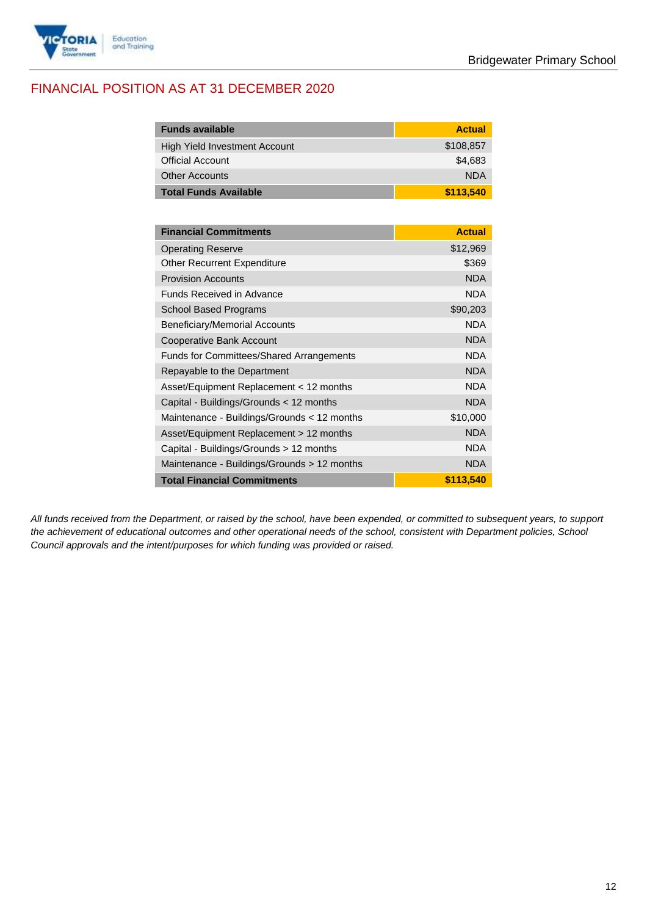# FINANCIAL POSITION AS AT 31 DECEMBER 2020

| Funds available | Actual |
|---|---|
| High Yield Investment Account | $108,857 |
| Official Account | $4,683 |
| Other Accounts | NDA |
| **Total Funds Available** | **$113,540** |

| Financial Commitments | Actual |
|---|---|
| Operating Reserve | $12,969 |
| Other Recurrent Expenditure | $369 |
| Provision Accounts | NDA |
| Funds Received in Advance | NDA |
| School Based Programs | $90,203 |
| Beneficiary/Memorial Accounts | NDA |
| Cooperative Bank Account | NDA |
| Funds for Committees/Shared Arrangements | NDA |
| Repayable to the Department | NDA |
| Asset/Equipment Replacement < 12 months | NDA |
| Capital - Buildings/Grounds < 12 months | NDA |
| Maintenance - Buildings/Grounds < 12 months | $10,000 |
| Asset/Equipment Replacement > 12 months | NDA |
| Capital - Buildings/Grounds > 12 months | NDA |
| Maintenance - Buildings/Grounds > 12 months | NDA |
| **Total Financial Commitments** | **$113,540** |

*All funds received from the Department, or raised by the school, have been expended, or committed to subsequent years, to support the achievement of educational outcomes and other operational needs of the school, consistent with Department policies, School Council approvals and the intent/purposes for which funding was provided or raised.*